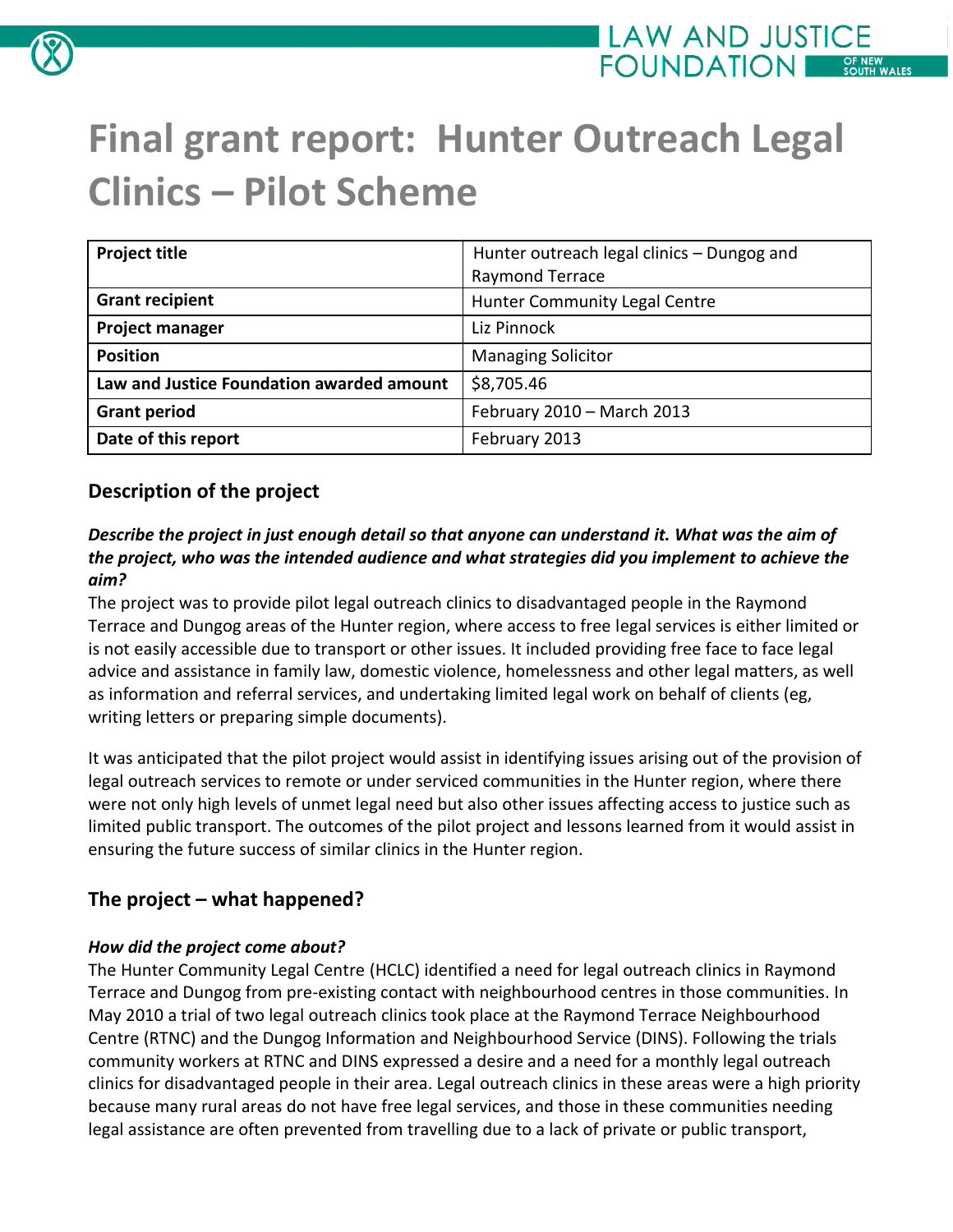# Final grant report: Hunter Outreach Legal Clinics – Pilot Scheme

| **Project title** | Hunter outreach legal clinics – Dungog and Raymond Terrace |
|---|---|
| **Grant recipient** | Hunter Community Legal Centre |
| **Project manager** | Liz Pinnock |
| **Position** | Managing Solicitor |
| **Law and Justice Foundation awarded amount** | $8,705.46 |
| **Grant period** | February 2010 – March 2013 |
| **Date of this report** | February 2013 |

## Description of the project

***Describe the project in just enough detail so that anyone can understand it. What was the aim of the project, who was the intended audience and what strategies did you implement to achieve the aim?***

The project was to provide pilot legal outreach clinics to disadvantaged people in the Raymond Terrace and Dungog areas of the Hunter region, where access to free legal services is either limited or is not easily accessible due to transport or other issues. It included providing free face to face legal advice and assistance in family law, domestic violence, homelessness and other legal matters, as well as information and referral services, and undertaking limited legal work on behalf of clients (eg, writing letters or preparing simple documents).

It was anticipated that the pilot project would assist in identifying issues arising out of the provision of legal outreach services to remote or under serviced communities in the Hunter region, where there were not only high levels of unmet legal need but also other issues affecting access to justice such as limited public transport. The outcomes of the pilot project and lessons learned from it would assist in ensuring the future success of similar clinics in the Hunter region.

## The project – what happened?

***How did the project come about?***

The Hunter Community Legal Centre (HCLC) identified a need for legal outreach clinics in Raymond Terrace and Dungog from pre-existing contact with neighbourhood centres in those communities. In May 2010 a trial of two legal outreach clinics took place at the Raymond Terrace Neighbourhood Centre (RTNC) and the Dungog Information and Neighbourhood Service (DINS). Following the trials community workers at RTNC and DINS expressed a desire and a need for a monthly legal outreach clinics for disadvantaged people in their area. Legal outreach clinics in these areas were a high priority because many rural areas do not have free legal services, and those in these communities needing legal assistance are often prevented from travelling due to a lack of private or public transport,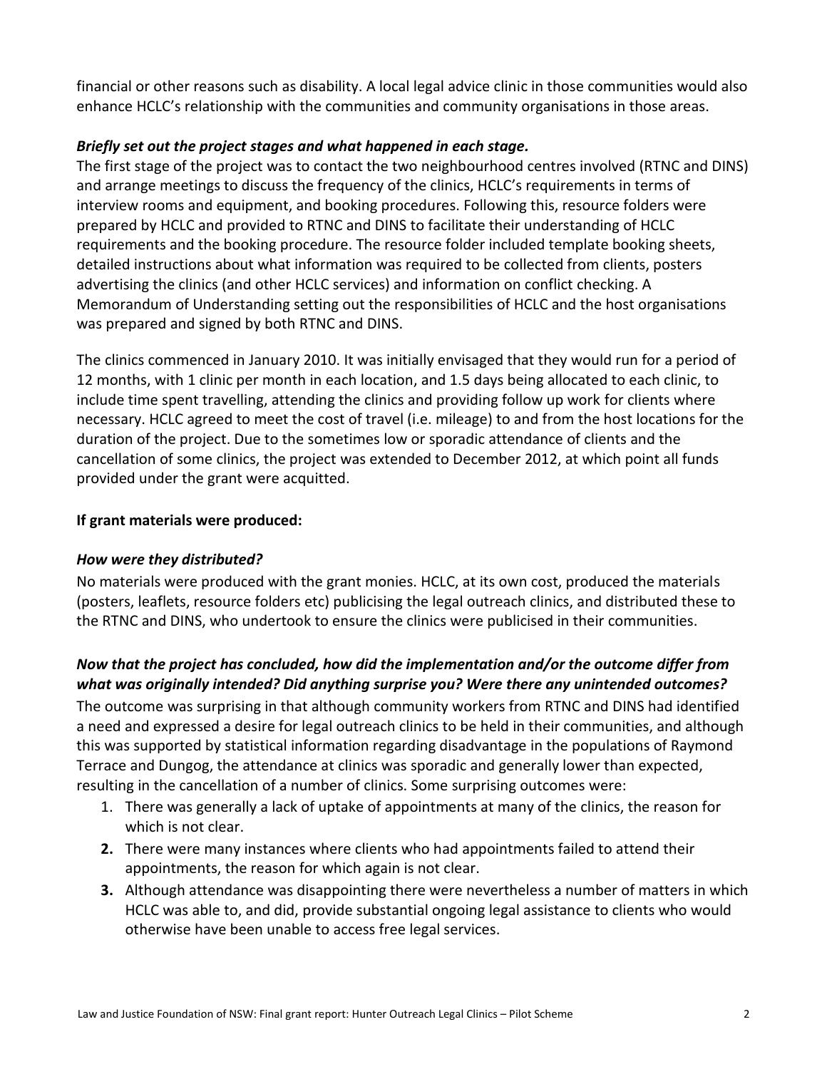financial or other reasons such as disability. A local legal advice clinic in those communities would also enhance HCLC's relationship with the communities and community organisations in those areas.

***Briefly set out the project stages and what happened in each stage.***

The first stage of the project was to contact the two neighbourhood centres involved (RTNC and DINS) and arrange meetings to discuss the frequency of the clinics, HCLC's requirements in terms of interview rooms and equipment, and booking procedures. Following this, resource folders were prepared by HCLC and provided to RTNC and DINS to facilitate their understanding of HCLC requirements and the booking procedure. The resource folder included template booking sheets, detailed instructions about what information was required to be collected from clients, posters advertising the clinics (and other HCLC services) and information on conflict checking. A Memorandum of Understanding setting out the responsibilities of HCLC and the host organisations was prepared and signed by both RTNC and DINS.

The clinics commenced in January 2010. It was initially envisaged that they would run for a period of 12 months, with 1 clinic per month in each location, and 1.5 days being allocated to each clinic, to include time spent travelling, attending the clinics and providing follow up work for clients where necessary. HCLC agreed to meet the cost of travel (i.e. mileage) to and from the host locations for the duration of the project. Due to the sometimes low or sporadic attendance of clients and the cancellation of some clinics, the project was extended to December 2012, at which point all funds provided under the grant were acquitted.

**If grant materials were produced:**

***How were they distributed?***

No materials were produced with the grant monies. HCLC, at its own cost, produced the materials (posters, leaflets, resource folders etc) publicising the legal outreach clinics, and distributed these to the RTNC and DINS, who undertook to ensure the clinics were publicised in their communities.

***Now that the project has concluded, how did the implementation and/or the outcome differ from what was originally intended? Did anything surprise you? Were there any unintended outcomes?***

The outcome was surprising in that although community workers from RTNC and DINS had identified a need and expressed a desire for legal outreach clinics to be held in their communities, and although this was supported by statistical information regarding disadvantage in the populations of Raymond Terrace and Dungog, the attendance at clinics was sporadic and generally lower than expected, resulting in the cancellation of a number of clinics. Some surprising outcomes were:

1. There was generally a lack of uptake of appointments at many of the clinics, the reason for which is not clear.
2. There were many instances where clients who had appointments failed to attend their appointments, the reason for which again is not clear.
3. Although attendance was disappointing there were nevertheless a number of matters in which HCLC was able to, and did, provide substantial ongoing legal assistance to clients who would otherwise have been unable to access free legal services.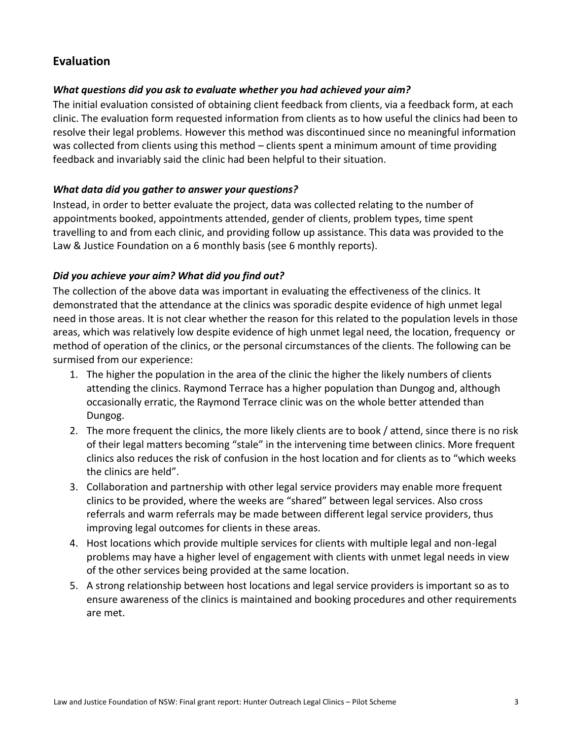## Evaluation

### *What questions did you ask to evaluate whether you had achieved your aim?*

The initial evaluation consisted of obtaining client feedback from clients, via a feedback form, at each clinic. The evaluation form requested information from clients as to how useful the clinics had been to resolve their legal problems. However this method was discontinued since no meaningful information was collected from clients using this method – clients spent a minimum amount of time providing feedback and invariably said the clinic had been helpful to their situation.

### *What data did you gather to answer your questions?*

Instead, in order to better evaluate the project, data was collected relating to the number of appointments booked, appointments attended, gender of clients, problem types, time spent travelling to and from each clinic, and providing follow up assistance. This data was provided to the Law & Justice Foundation on a 6 monthly basis (see 6 monthly reports).

### *Did you achieve your aim? What did you find out?*

The collection of the above data was important in evaluating the effectiveness of the clinics. It demonstrated that the attendance at the clinics was sporadic despite evidence of high unmet legal need in those areas. It is not clear whether the reason for this related to the population levels in those areas, which was relatively low despite evidence of high unmet legal need, the location, frequency or method of operation of the clinics, or the personal circumstances of the clients. The following can be surmised from our experience:

1. The higher the population in the area of the clinic the higher the likely numbers of clients attending the clinics. Raymond Terrace has a higher population than Dungog and, although occasionally erratic, the Raymond Terrace clinic was on the whole better attended than Dungog.
2. The more frequent the clinics, the more likely clients are to book / attend, since there is no risk of their legal matters becoming "stale" in the intervening time between clinics. More frequent clinics also reduces the risk of confusion in the host location and for clients as to "which weeks the clinics are held".
3. Collaboration and partnership with other legal service providers may enable more frequent clinics to be provided, where the weeks are "shared" between legal services. Also cross referrals and warm referrals may be made between different legal service providers, thus improving legal outcomes for clients in these areas.
4. Host locations which provide multiple services for clients with multiple legal and non-legal problems may have a higher level of engagement with clients with unmet legal needs in view of the other services being provided at the same location.
5. A strong relationship between host locations and legal service providers is important so as to ensure awareness of the clinics is maintained and booking procedures and other requirements are met.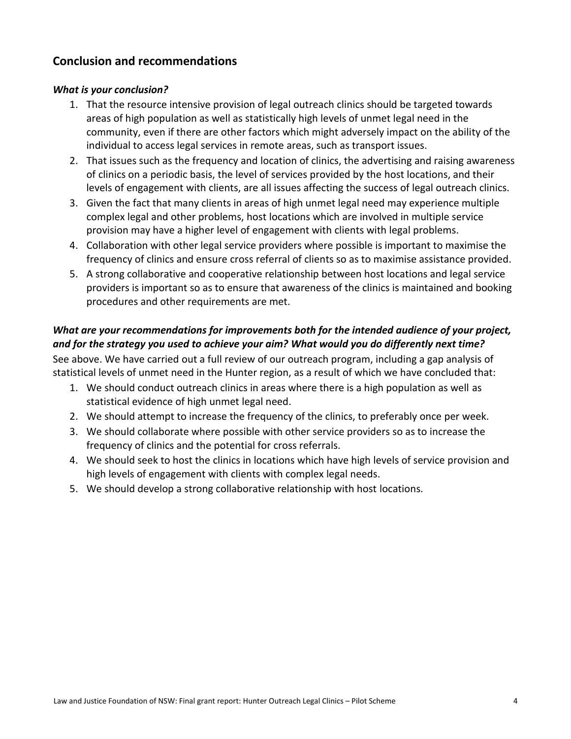## Conclusion and recommendations

***What is your conclusion?***

1. That the resource intensive provision of legal outreach clinics should be targeted towards areas of high population as well as statistically high levels of unmet legal need in the community, even if there are other factors which might adversely impact on the ability of the individual to access legal services in remote areas, such as transport issues.
2. That issues such as the frequency and location of clinics, the advertising and raising awareness of clinics on a periodic basis, the level of services provided by the host locations, and their levels of engagement with clients, are all issues affecting the success of legal outreach clinics.
3. Given the fact that many clients in areas of high unmet legal need may experience multiple complex legal and other problems, host locations which are involved in multiple service provision may have a higher level of engagement with clients with legal problems.
4. Collaboration with other legal service providers where possible is important to maximise the frequency of clinics and ensure cross referral of clients so as to maximise assistance provided.
5. A strong collaborative and cooperative relationship between host locations and legal service providers is important so as to ensure that awareness of the clinics is maintained and booking procedures and other requirements are met.

***What are your recommendations for improvements both for the intended audience of your project, and for the strategy you used to achieve your aim? What would you do differently next time?***

See above. We have carried out a full review of our outreach program, including a gap analysis of statistical levels of unmet need in the Hunter region, as a result of which we have concluded that:

1. We should conduct outreach clinics in areas where there is a high population as well as statistical evidence of high unmet legal need.
2. We should attempt to increase the frequency of the clinics, to preferably once per week.
3. We should collaborate where possible with other service providers so as to increase the frequency of clinics and the potential for cross referrals.
4. We should seek to host the clinics in locations which have high levels of service provision and high levels of engagement with clients with complex legal needs.
5. We should develop a strong collaborative relationship with host locations.